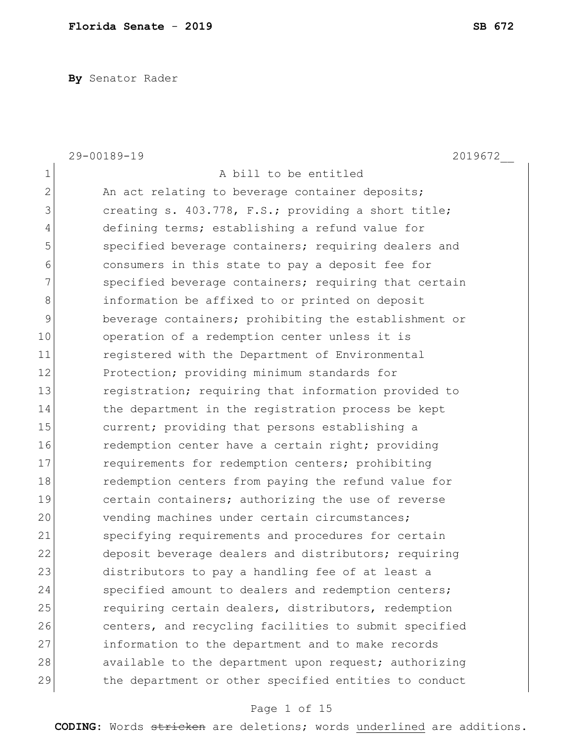**By** Senator Rader

29-00189-19 2019672__

A bill to be entitled

An act relating to beverage container deposits; creating s. 403.778, F.S.; providing a short title; defining terms; establishing a refund value for specified beverage containers; requiring dealers and consumers in this state to pay a deposit fee for specified beverage containers; requiring that certain information be affixed to or printed on deposit beverage containers; prohibiting the establishment or operation of a redemption center unless it is registered with the Department of Environmental Protection; providing minimum standards for registration; requiring that information provided to the department in the registration process be kept current; providing that persons establishing a redemption center have a certain right; providing requirements for redemption centers; prohibiting redemption centers from paying the refund value for certain containers; authorizing the use of reverse vending machines under certain circumstances; specifying requirements and procedures for certain deposit beverage dealers and distributors; requiring distributors to pay a handling fee of at least a specified amount to dealers and redemption centers; requiring certain dealers, distributors, redemption centers, and recycling facilities to submit specified information to the department and to make records available to the department upon request; authorizing the department or other specified entities to conduct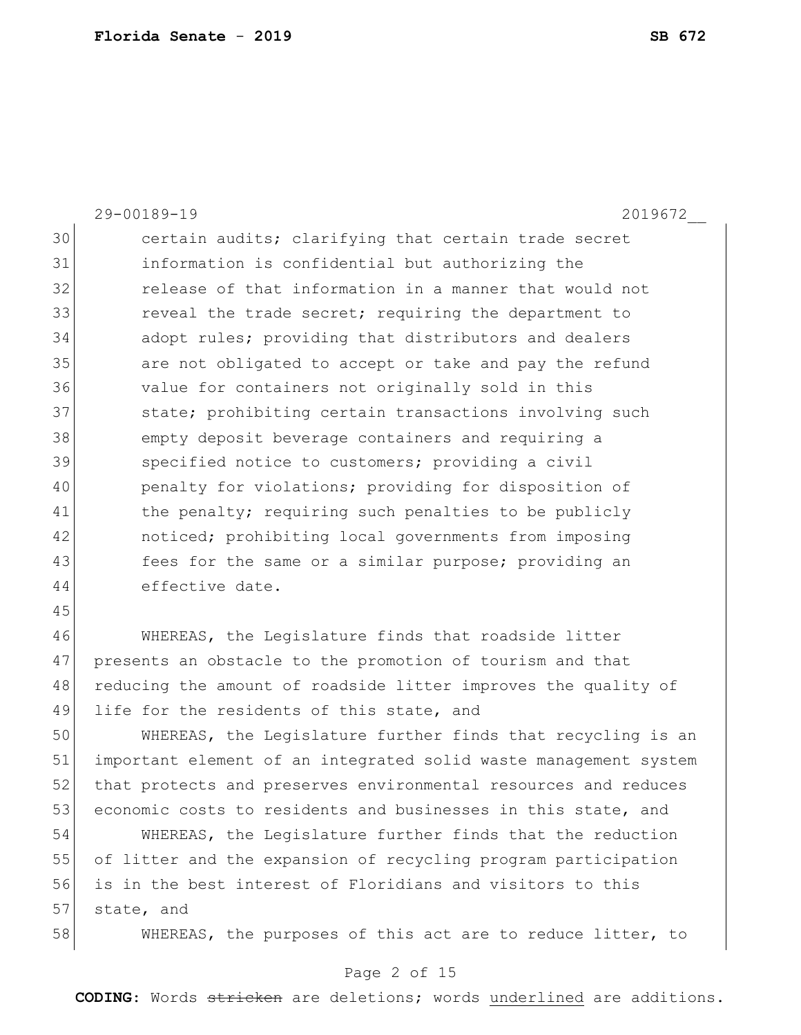certain audits; clarifying that certain trade secret information is confidential but authorizing the release of that information in a manner that would not reveal the trade secret; requiring the department to adopt rules; providing that distributors and dealers are not obligated to accept or take and pay the refund value for containers not originally sold in this state; prohibiting certain transactions involving such empty deposit beverage containers and requiring a specified notice to customers; providing a civil penalty for violations; providing for disposition of the penalty; requiring such penalties to be publicly noticed; prohibiting local governments from imposing fees for the same or a similar purpose; providing an effective date.

WHEREAS, the Legislature finds that roadside litter presents an obstacle to the promotion of tourism and that reducing the amount of roadside litter improves the quality of life for the residents of this state, and

WHEREAS, the Legislature further finds that recycling is an important element of an integrated solid waste management system that protects and preserves environmental resources and reduces economic costs to residents and businesses in this state, and

WHEREAS, the Legislature further finds that the reduction of litter and the expansion of recycling program participation is in the best interest of Floridians and visitors to this state, and

WHEREAS, the purposes of this act are to reduce litter, to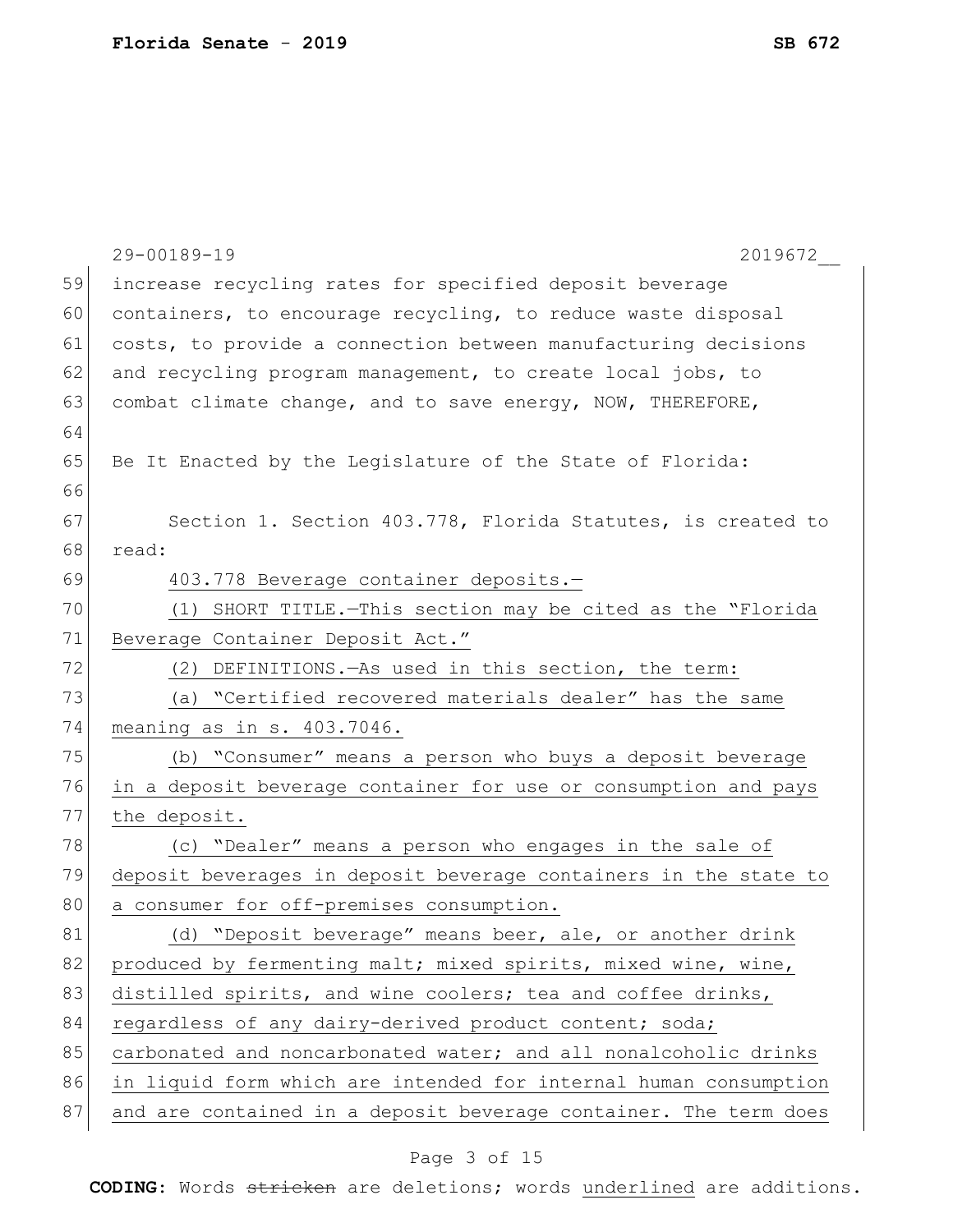increase recycling rates for specified deposit beverage containers, to encourage recycling, to reduce waste disposal costs, to provide a connection between manufacturing decisions and recycling program management, to create local jobs, to combat climate change, and to save energy, NOW, THEREFORE,

Be It Enacted by the Legislature of the State of Florida:

Section 1. Section 403.778, Florida Statutes, is created to read:

403.778 Beverage container deposits.—

(1) SHORT TITLE.—This section may be cited as the "Florida Beverage Container Deposit Act."

(2) DEFINITIONS.—As used in this section, the term:

(a) "Certified recovered materials dealer" has the same meaning as in s. 403.7046.

(b) "Consumer" means a person who buys a deposit beverage in a deposit beverage container for use or consumption and pays the deposit.

(c) "Dealer" means a person who engages in the sale of deposit beverages in deposit beverage containers in the state to a consumer for off-premises consumption.

(d) "Deposit beverage" means beer, ale, or another drink produced by fermenting malt; mixed spirits, mixed wine, wine, distilled spirits, and wine coolers; tea and coffee drinks, regardless of any dairy-derived product content; soda; carbonated and noncarbonated water; and all nonalcoholic drinks in liquid form which are intended for internal human consumption and are contained in a deposit beverage container. The term does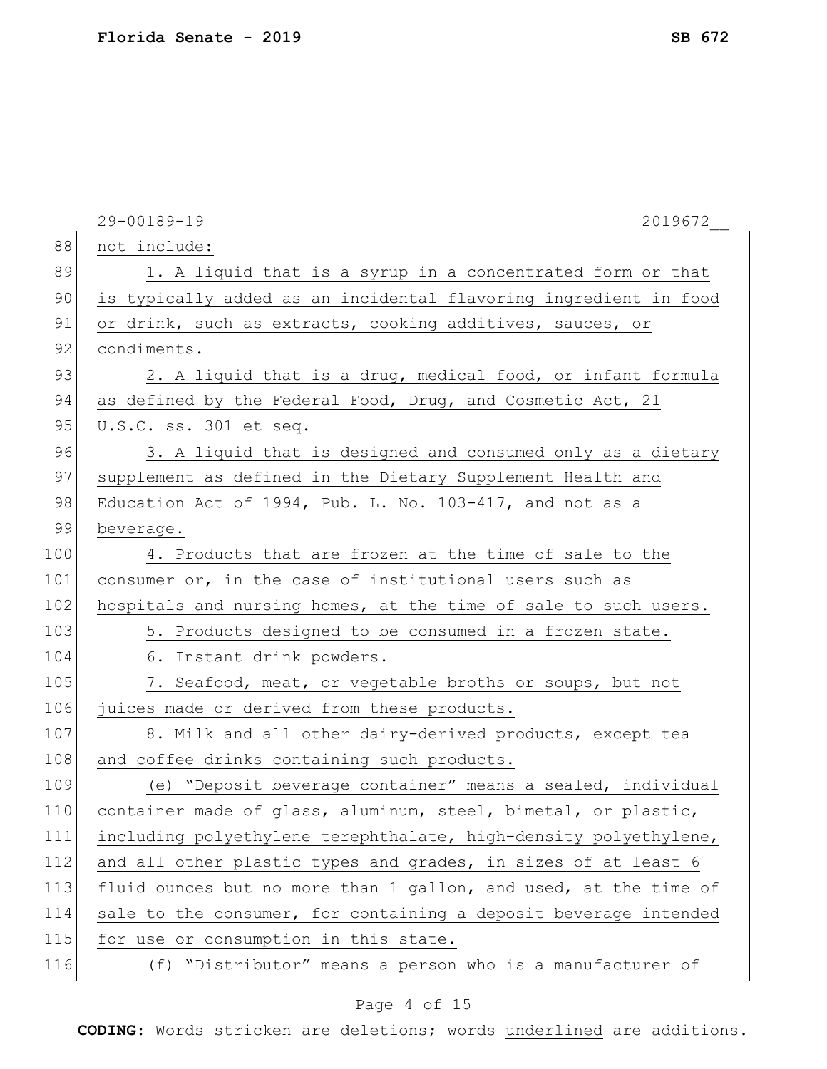not include:

1. A liquid that is a syrup in a concentrated form or that is typically added as an incidental flavoring ingredient in food or drink, such as extracts, cooking additives, sauces, or condiments.

2. A liquid that is a drug, medical food, or infant formula as defined by the Federal Food, Drug, and Cosmetic Act, 21 U.S.C. ss. 301 et seq.

3. A liquid that is designed and consumed only as a dietary supplement as defined in the Dietary Supplement Health and Education Act of 1994, Pub. L. No. 103-417, and not as a beverage.

4. Products that are frozen at the time of sale to the consumer or, in the case of institutional users such as hospitals and nursing homes, at the time of sale to such users.

5. Products designed to be consumed in a frozen state.

6. Instant drink powders.

7. Seafood, meat, or vegetable broths or soups, but not juices made or derived from these products.

8. Milk and all other dairy-derived products, except tea and coffee drinks containing such products.

(e) "Deposit beverage container" means a sealed, individual container made of glass, aluminum, steel, bimetal, or plastic, including polyethylene terephthalate, high-density polyethylene, and all other plastic types and grades, in sizes of at least 6 fluid ounces but no more than 1 gallon, and used, at the time of sale to the consumer, for containing a deposit beverage intended for use or consumption in this state.

(f) "Distributor" means a person who is a manufacturer of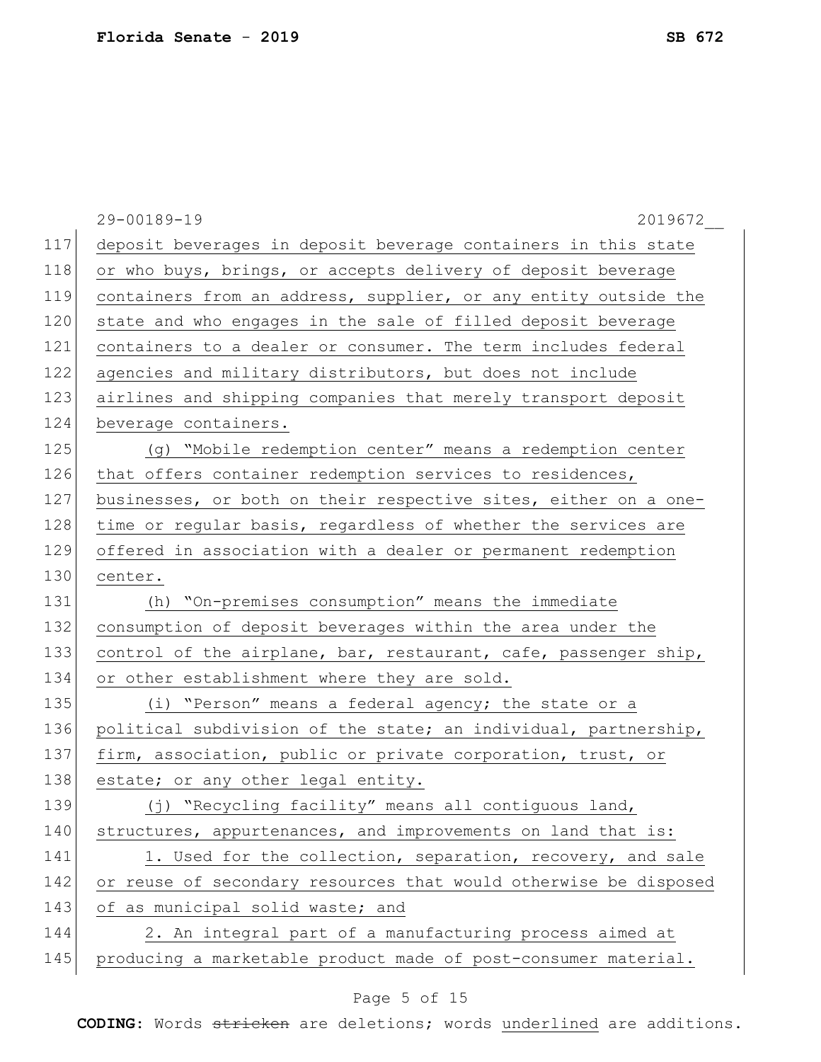29-00189-19 2019672__

deposit beverages in deposit beverage containers in this state or who buys, brings, or accepts delivery of deposit beverage containers from an address, supplier, or any entity outside the state and who engages in the sale of filled deposit beverage containers to a dealer or consumer. The term includes federal agencies and military distributors, but does not include airlines and shipping companies that merely transport deposit beverage containers.

(g) "Mobile redemption center" means a redemption center that offers container redemption services to residences, businesses, or both on their respective sites, either on a one-time or regular basis, regardless of whether the services are offered in association with a dealer or permanent redemption center.

(h) "On-premises consumption" means the immediate consumption of deposit beverages within the area under the control of the airplane, bar, restaurant, cafe, passenger ship, or other establishment where they are sold.

(i) "Person" means a federal agency; the state or a political subdivision of the state; an individual, partnership, firm, association, public or private corporation, trust, or estate; or any other legal entity.

(j) "Recycling facility" means all contiguous land, structures, appurtenances, and improvements on land that is:

1. Used for the collection, separation, recovery, and sale or reuse of secondary resources that would otherwise be disposed of as municipal solid waste; and

2. An integral part of a manufacturing process aimed at producing a marketable product made of post-consumer material.

**CODING:** Words ~~stricken~~ are deletions; words underlined are additions.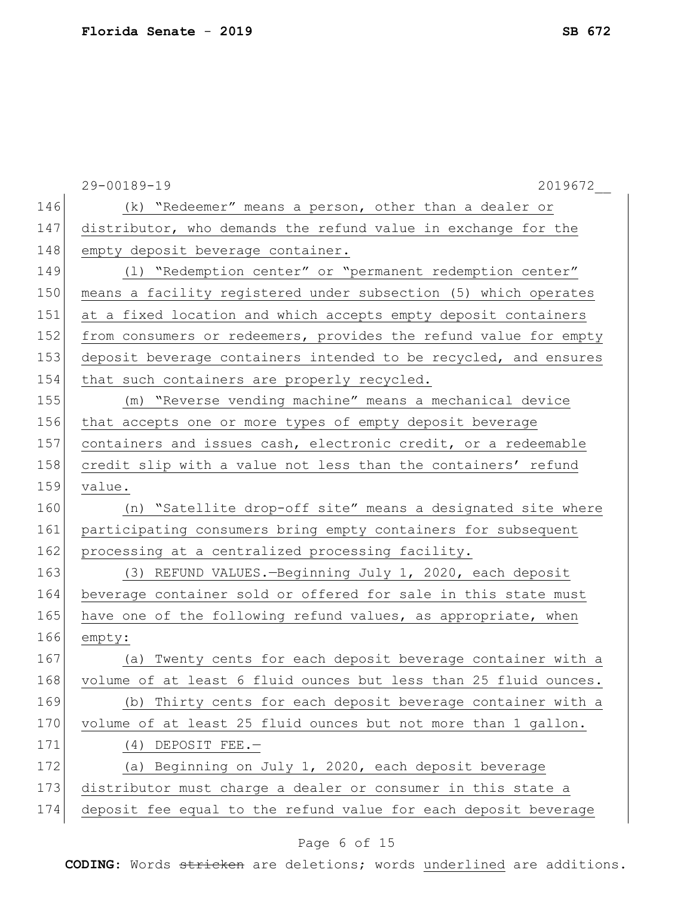(k) "Redeemer" means a person, other than a dealer or distributor, who demands the refund value in exchange for the empty deposit beverage container.

(l) "Redemption center" or "permanent redemption center" means a facility registered under subsection (5) which operates at a fixed location and which accepts empty deposit containers from consumers or redeemers, provides the refund value for empty deposit beverage containers intended to be recycled, and ensures that such containers are properly recycled.

(m) "Reverse vending machine" means a mechanical device that accepts one or more types of empty deposit beverage containers and issues cash, electronic credit, or a redeemable credit slip with a value not less than the containers' refund value.

(n) "Satellite drop-off site" means a designated site where participating consumers bring empty containers for subsequent processing at a centralized processing facility.

(3) REFUND VALUES.—Beginning July 1, 2020, each deposit beverage container sold or offered for sale in this state must have one of the following refund values, as appropriate, when empty:

(a) Twenty cents for each deposit beverage container with a volume of at least 6 fluid ounces but less than 25 fluid ounces.

(b) Thirty cents for each deposit beverage container with a volume of at least 25 fluid ounces but not more than 1 gallon.

(4) DEPOSIT FEE.—

(a) Beginning on July 1, 2020, each deposit beverage distributor must charge a dealer or consumer in this state a deposit fee equal to the refund value for each deposit beverage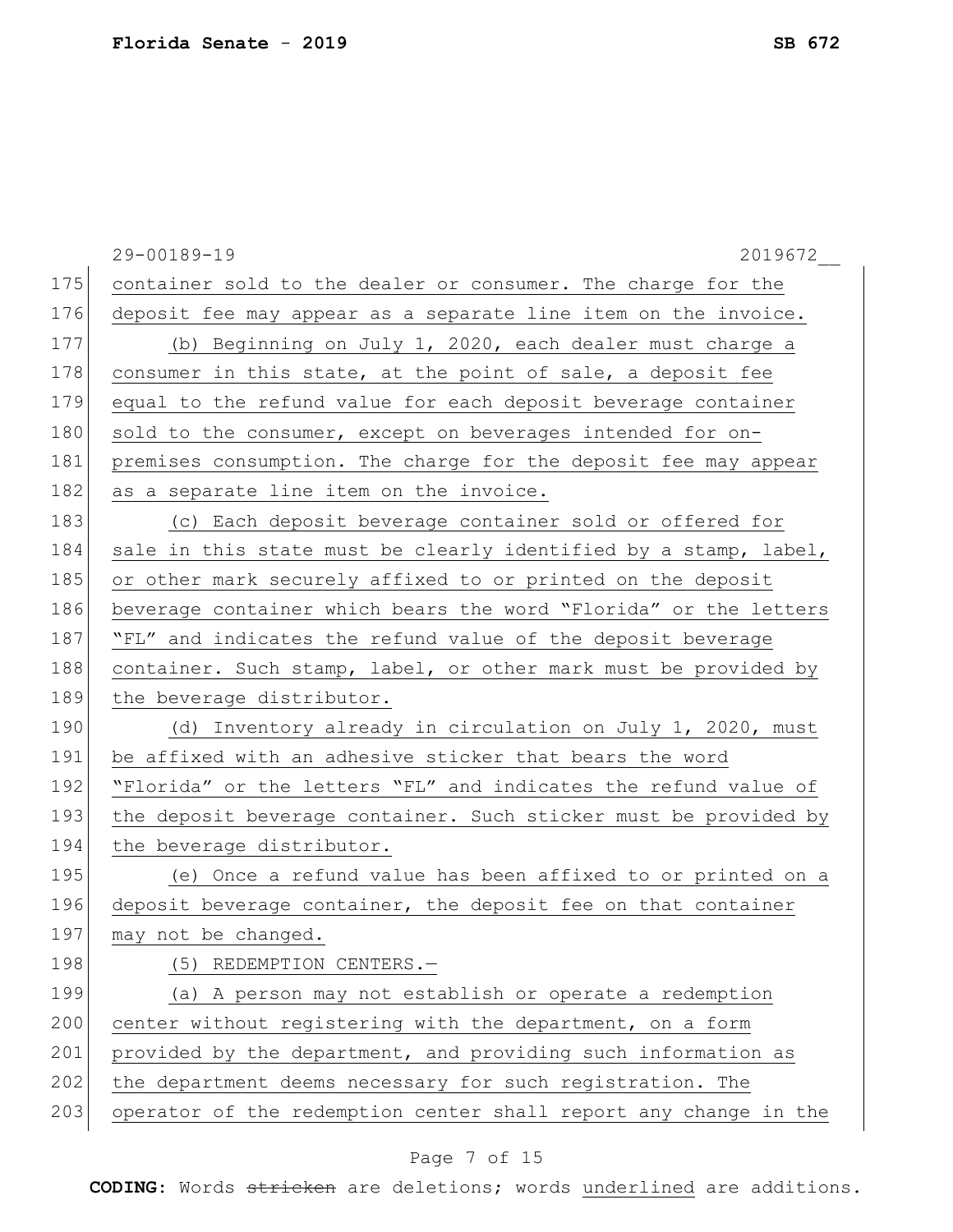container sold to the dealer or consumer. The charge for the deposit fee may appear as a separate line item on the invoice.

(b) Beginning on July 1, 2020, each dealer must charge a consumer in this state, at the point of sale, a deposit fee equal to the refund value for each deposit beverage container sold to the consumer, except on beverages intended for on-premises consumption. The charge for the deposit fee may appear as a separate line item on the invoice.

(c) Each deposit beverage container sold or offered for sale in this state must be clearly identified by a stamp, label, or other mark securely affixed to or printed on the deposit beverage container which bears the word "Florida" or the letters "FL" and indicates the refund value of the deposit beverage container. Such stamp, label, or other mark must be provided by the beverage distributor.

(d) Inventory already in circulation on July 1, 2020, must be affixed with an adhesive sticker that bears the word "Florida" or the letters "FL" and indicates the refund value of the deposit beverage container. Such sticker must be provided by the beverage distributor.

(e) Once a refund value has been affixed to or printed on a deposit beverage container, the deposit fee on that container may not be changed.

(5) REDEMPTION CENTERS.—

(a) A person may not establish or operate a redemption center without registering with the department, on a form provided by the department, and providing such information as the department deems necessary for such registration. The operator of the redemption center shall report any change in the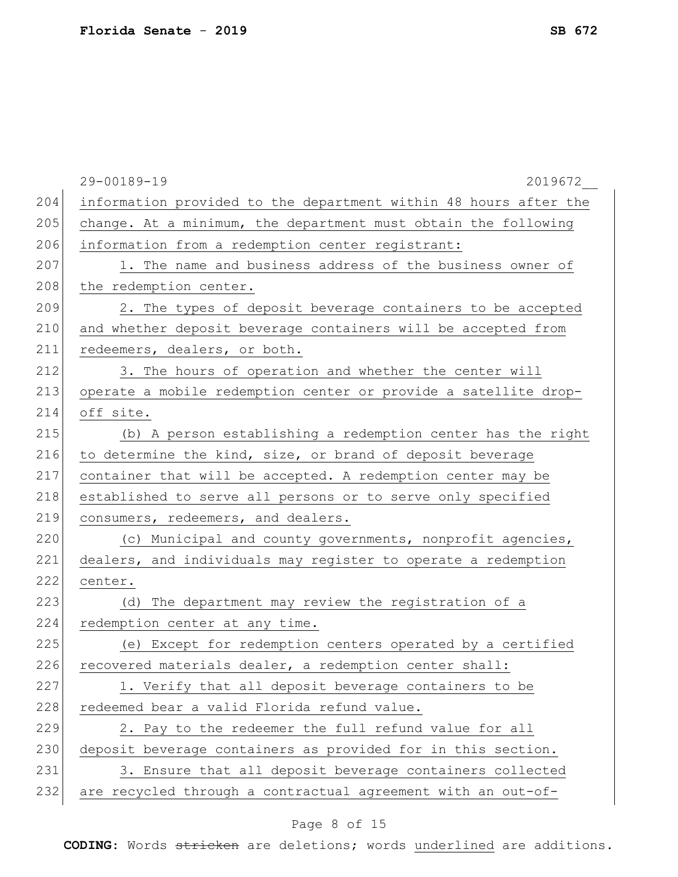information provided to the department within 48 hours after the change. At a minimum, the department must obtain the following information from a redemption center registrant:

1. The name and business address of the business owner of the redemption center.

2. The types of deposit beverage containers to be accepted and whether deposit beverage containers will be accepted from redeemers, dealers, or both.

3. The hours of operation and whether the center will operate a mobile redemption center or provide a satellite drop-off site.

(b) A person establishing a redemption center has the right to determine the kind, size, or brand of deposit beverage container that will be accepted. A redemption center may be established to serve all persons or to serve only specified consumers, redeemers, and dealers.

(c) Municipal and county governments, nonprofit agencies, dealers, and individuals may register to operate a redemption center.

(d) The department may review the registration of a redemption center at any time.

(e) Except for redemption centers operated by a certified recovered materials dealer, a redemption center shall:

1. Verify that all deposit beverage containers to be redeemed bear a valid Florida refund value.

2. Pay to the redeemer the full refund value for all deposit beverage containers as provided for in this section.

3. Ensure that all deposit beverage containers collected are recycled through a contractual agreement with an out-of-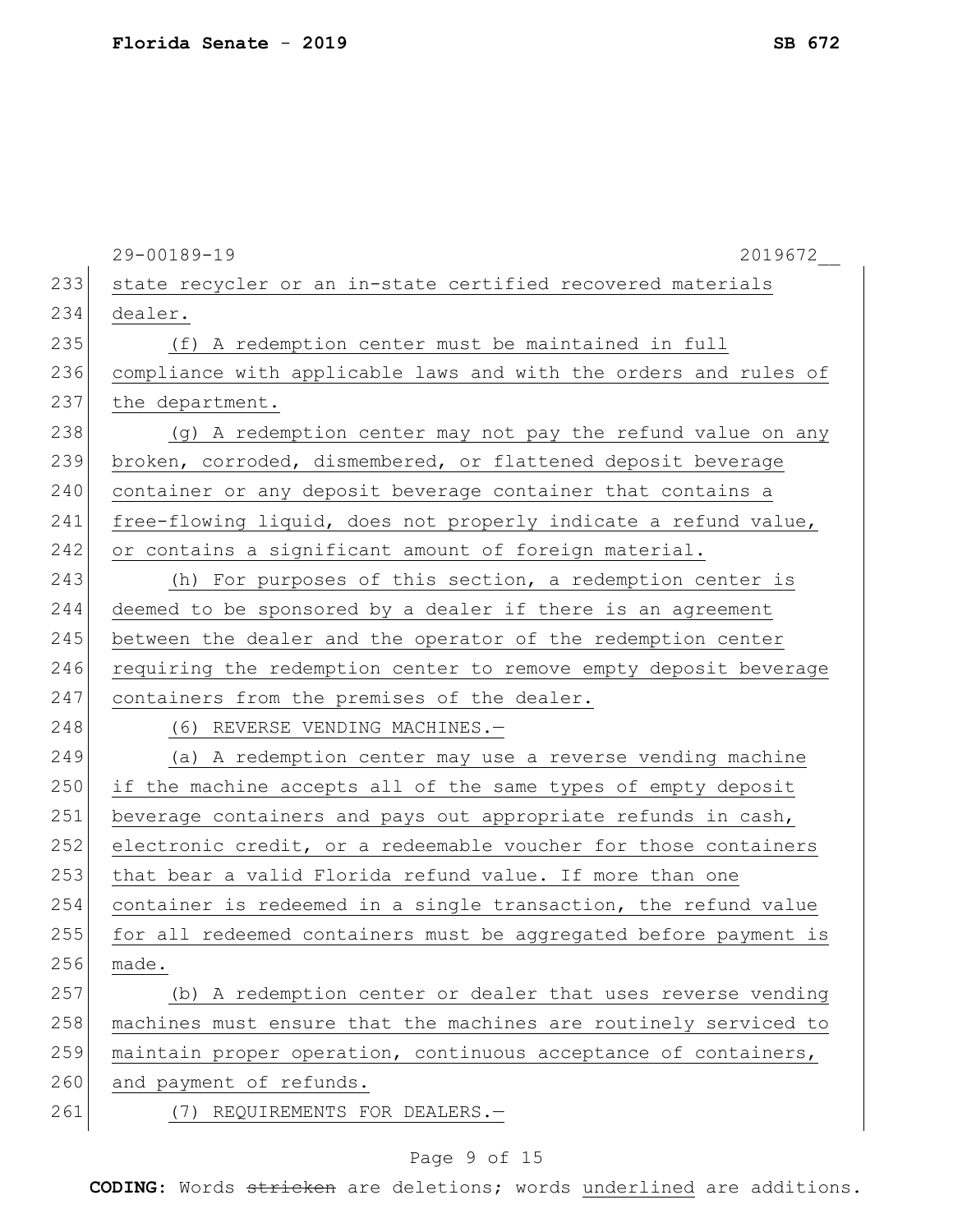state recycler or an in-state certified recovered materials dealer.

(f) A redemption center must be maintained in full compliance with applicable laws and with the orders and rules of the department.

(g) A redemption center may not pay the refund value on any broken, corroded, dismembered, or flattened deposit beverage container or any deposit beverage container that contains a free-flowing liquid, does not properly indicate a refund value, or contains a significant amount of foreign material.

(h) For purposes of this section, a redemption center is deemed to be sponsored by a dealer if there is an agreement between the dealer and the operator of the redemption center requiring the redemption center to remove empty deposit beverage containers from the premises of the dealer.

(6) REVERSE VENDING MACHINES.—

(a) A redemption center may use a reverse vending machine if the machine accepts all of the same types of empty deposit beverage containers and pays out appropriate refunds in cash, electronic credit, or a redeemable voucher for those containers that bear a valid Florida refund value. If more than one container is redeemed in a single transaction, the refund value for all redeemed containers must be aggregated before payment is made.

(b) A redemption center or dealer that uses reverse vending machines must ensure that the machines are routinely serviced to maintain proper operation, continuous acceptance of containers, and payment of refunds.

(7) REQUIREMENTS FOR DEALERS.—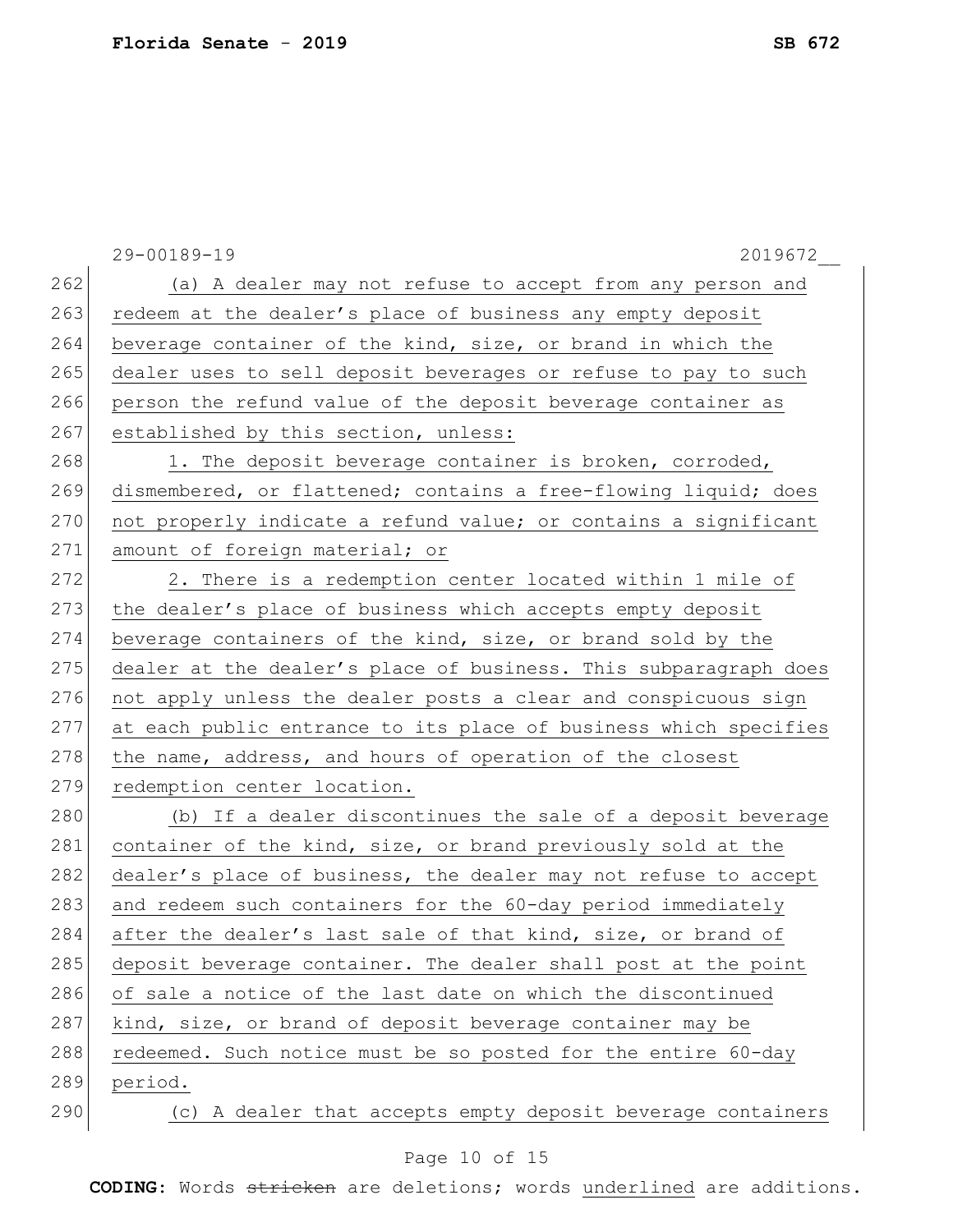(a) A dealer may not refuse to accept from any person and redeem at the dealer's place of business any empty deposit beverage container of the kind, size, or brand in which the dealer uses to sell deposit beverages or refuse to pay to such person the refund value of the deposit beverage container as established by this section, unless:

1. The deposit beverage container is broken, corroded, dismembered, or flattened; contains a free-flowing liquid; does not properly indicate a refund value; or contains a significant amount of foreign material; or

2. There is a redemption center located within 1 mile of the dealer's place of business which accepts empty deposit beverage containers of the kind, size, or brand sold by the dealer at the dealer's place of business. This subparagraph does not apply unless the dealer posts a clear and conspicuous sign at each public entrance to its place of business which specifies the name, address, and hours of operation of the closest redemption center location.

(b) If a dealer discontinues the sale of a deposit beverage container of the kind, size, or brand previously sold at the dealer's place of business, the dealer may not refuse to accept and redeem such containers for the 60-day period immediately after the dealer's last sale of that kind, size, or brand of deposit beverage container. The dealer shall post at the point of sale a notice of the last date on which the discontinued kind, size, or brand of deposit beverage container may be redeemed. Such notice must be so posted for the entire 60-day period.

(c) A dealer that accepts empty deposit beverage containers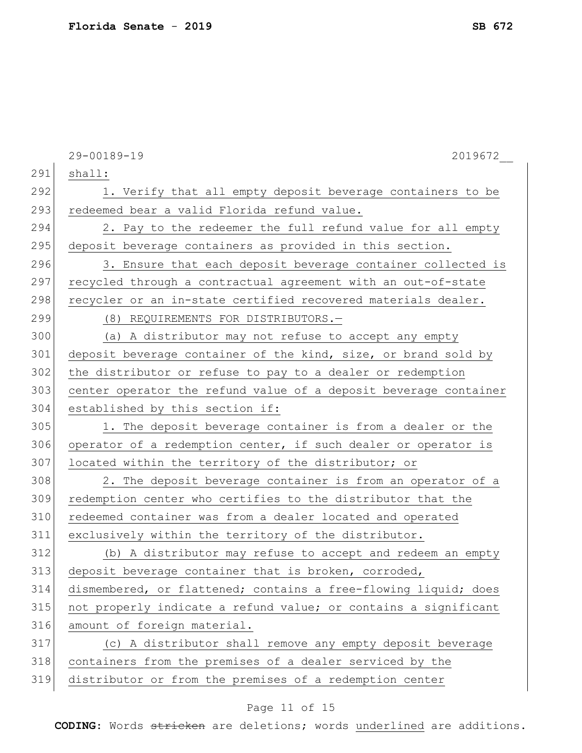shall:

1. Verify that all empty deposit beverage containers to be redeemed bear a valid Florida refund value.

2. Pay to the redeemer the full refund value for all empty deposit beverage containers as provided in this section.

3. Ensure that each deposit beverage container collected is recycled through a contractual agreement with an out-of-state recycler or an in-state certified recovered materials dealer.

(8) REQUIREMENTS FOR DISTRIBUTORS.—

(a) A distributor may not refuse to accept any empty deposit beverage container of the kind, size, or brand sold by the distributor or refuse to pay to a dealer or redemption center operator the refund value of a deposit beverage container established by this section if:

1. The deposit beverage container is from a dealer or the operator of a redemption center, if such dealer or operator is located within the territory of the distributor; or

2. The deposit beverage container is from an operator of a redemption center who certifies to the distributor that the redeemed container was from a dealer located and operated exclusively within the territory of the distributor.

(b) A distributor may refuse to accept and redeem an empty deposit beverage container that is broken, corroded, dismembered, or flattened; contains a free-flowing liquid; does not properly indicate a refund value; or contains a significant amount of foreign material.

(c) A distributor shall remove any empty deposit beverage containers from the premises of a dealer serviced by the distributor or from the premises of a redemption center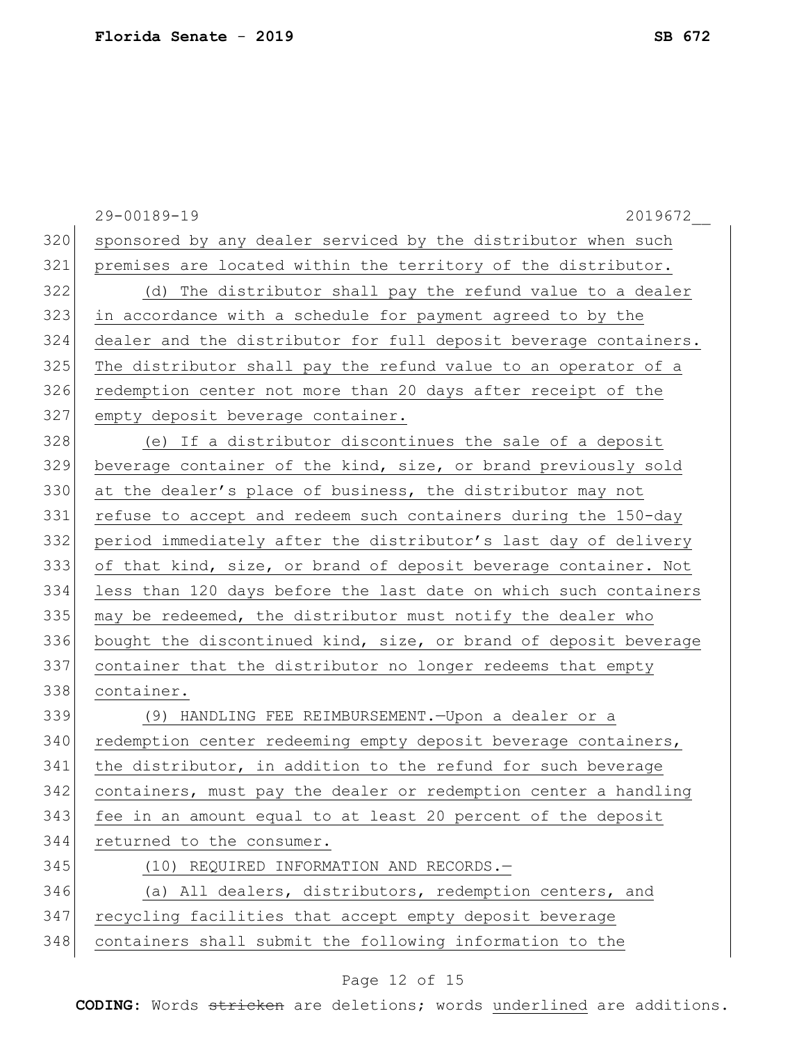sponsored by any dealer serviced by the distributor when such premises are located within the territory of the distributor.

(d) The distributor shall pay the refund value to a dealer in accordance with a schedule for payment agreed to by the dealer and the distributor for full deposit beverage containers. The distributor shall pay the refund value to an operator of a redemption center not more than 20 days after receipt of the empty deposit beverage container.

(e) If a distributor discontinues the sale of a deposit beverage container of the kind, size, or brand previously sold at the dealer's place of business, the distributor may not refuse to accept and redeem such containers during the 150-day period immediately after the distributor's last day of delivery of that kind, size, or brand of deposit beverage container. Not less than 120 days before the last date on which such containers may be redeemed, the distributor must notify the dealer who bought the discontinued kind, size, or brand of deposit beverage container that the distributor no longer redeems that empty container.

(9) HANDLING FEE REIMBURSEMENT.—Upon a dealer or a redemption center redeeming empty deposit beverage containers, the distributor, in addition to the refund for such beverage containers, must pay the dealer or redemption center a handling fee in an amount equal to at least 20 percent of the deposit returned to the consumer.

(10) REQUIRED INFORMATION AND RECORDS.—

(a) All dealers, distributors, redemption centers, and recycling facilities that accept empty deposit beverage containers shall submit the following information to the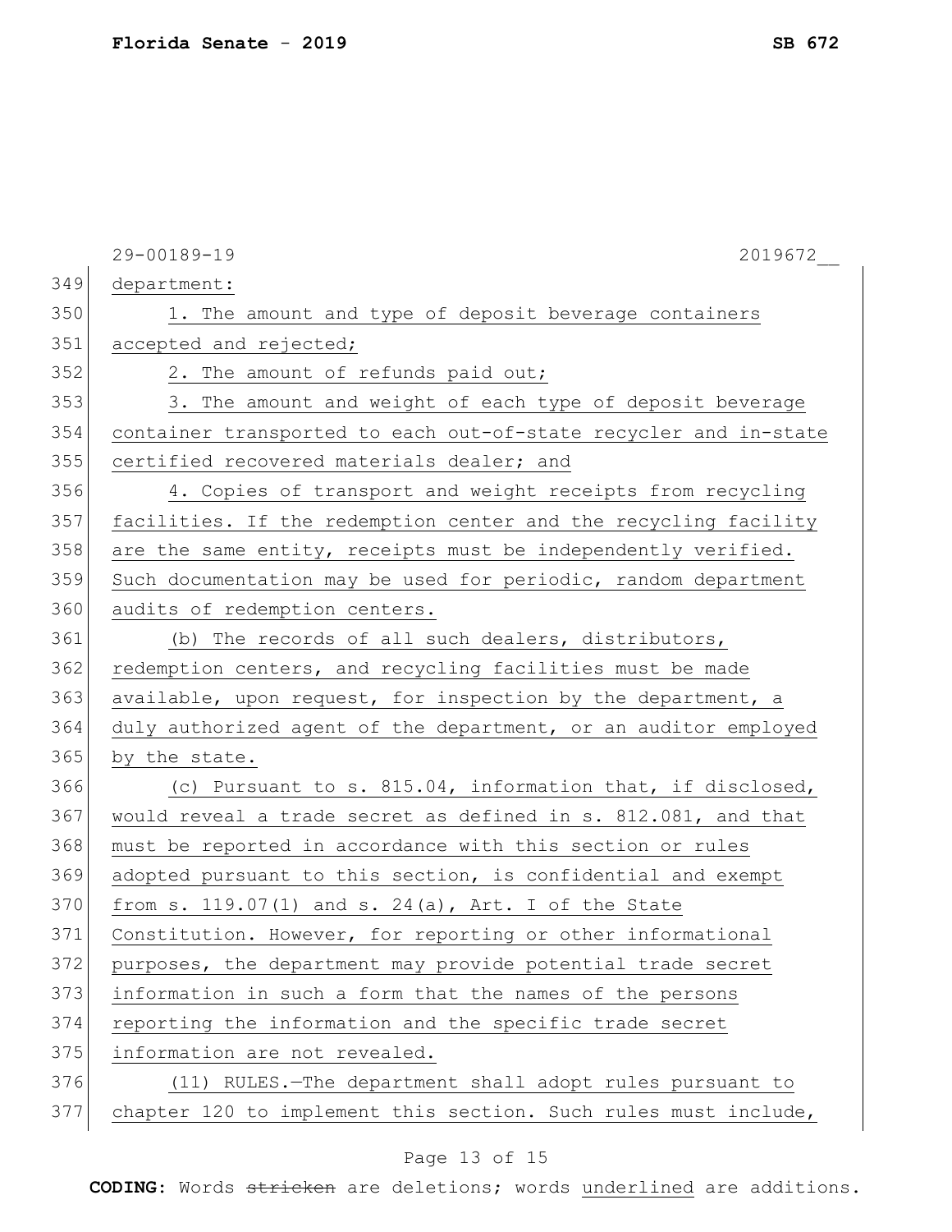department:

1. The amount and type of deposit beverage containers accepted and rejected;

2. The amount of refunds paid out;

3. The amount and weight of each type of deposit beverage container transported to each out-of-state recycler and in-state certified recovered materials dealer; and

4. Copies of transport and weight receipts from recycling facilities. If the redemption center and the recycling facility are the same entity, receipts must be independently verified. Such documentation may be used for periodic, random department audits of redemption centers.

(b) The records of all such dealers, distributors, redemption centers, and recycling facilities must be made available, upon request, for inspection by the department, a duly authorized agent of the department, or an auditor employed by the state.

(c) Pursuant to s. 815.04, information that, if disclosed, would reveal a trade secret as defined in s. 812.081, and that must be reported in accordance with this section or rules adopted pursuant to this section, is confidential and exempt from s. 119.07(1) and s. 24(a), Art. I of the State Constitution. However, for reporting or other informational purposes, the department may provide potential trade secret information in such a form that the names of the persons reporting the information and the specific trade secret information are not revealed.

(11) RULES.—The department shall adopt rules pursuant to chapter 120 to implement this section. Such rules must include,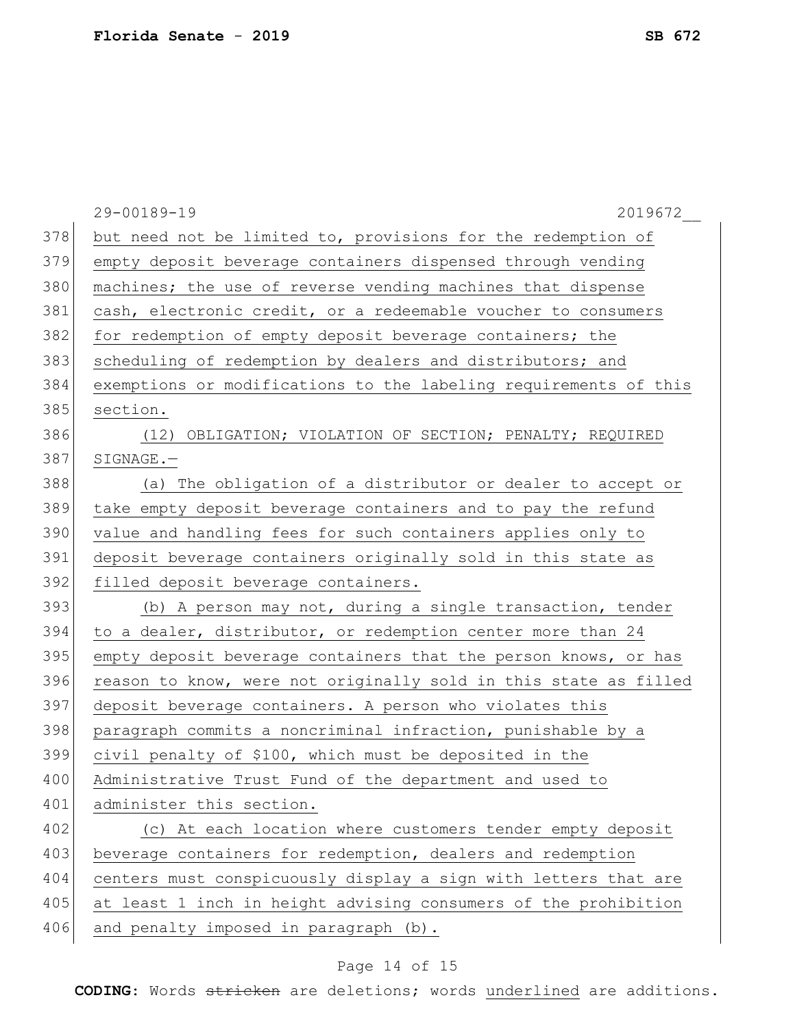29-00189-19 2019672__

but need not be limited to, provisions for the redemption of empty deposit beverage containers dispensed through vending machines; the use of reverse vending machines that dispense cash, electronic credit, or a redeemable voucher to consumers for redemption of empty deposit beverage containers; the scheduling of redemption by dealers and distributors; and exemptions or modifications to the labeling requirements of this section.

(12) OBLIGATION; VIOLATION OF SECTION; PENALTY; REQUIRED SIGNAGE.—

(a) The obligation of a distributor or dealer to accept or take empty deposit beverage containers and to pay the refund value and handling fees for such containers applies only to deposit beverage containers originally sold in this state as filled deposit beverage containers.

(b) A person may not, during a single transaction, tender to a dealer, distributor, or redemption center more than 24 empty deposit beverage containers that the person knows, or has reason to know, were not originally sold in this state as filled deposit beverage containers. A person who violates this paragraph commits a noncriminal infraction, punishable by a civil penalty of $100, which must be deposited in the Administrative Trust Fund of the department and used to administer this section.

(c) At each location where customers tender empty deposit beverage containers for redemption, dealers and redemption centers must conspicuously display a sign with letters that are at least 1 inch in height advising consumers of the prohibition and penalty imposed in paragraph (b).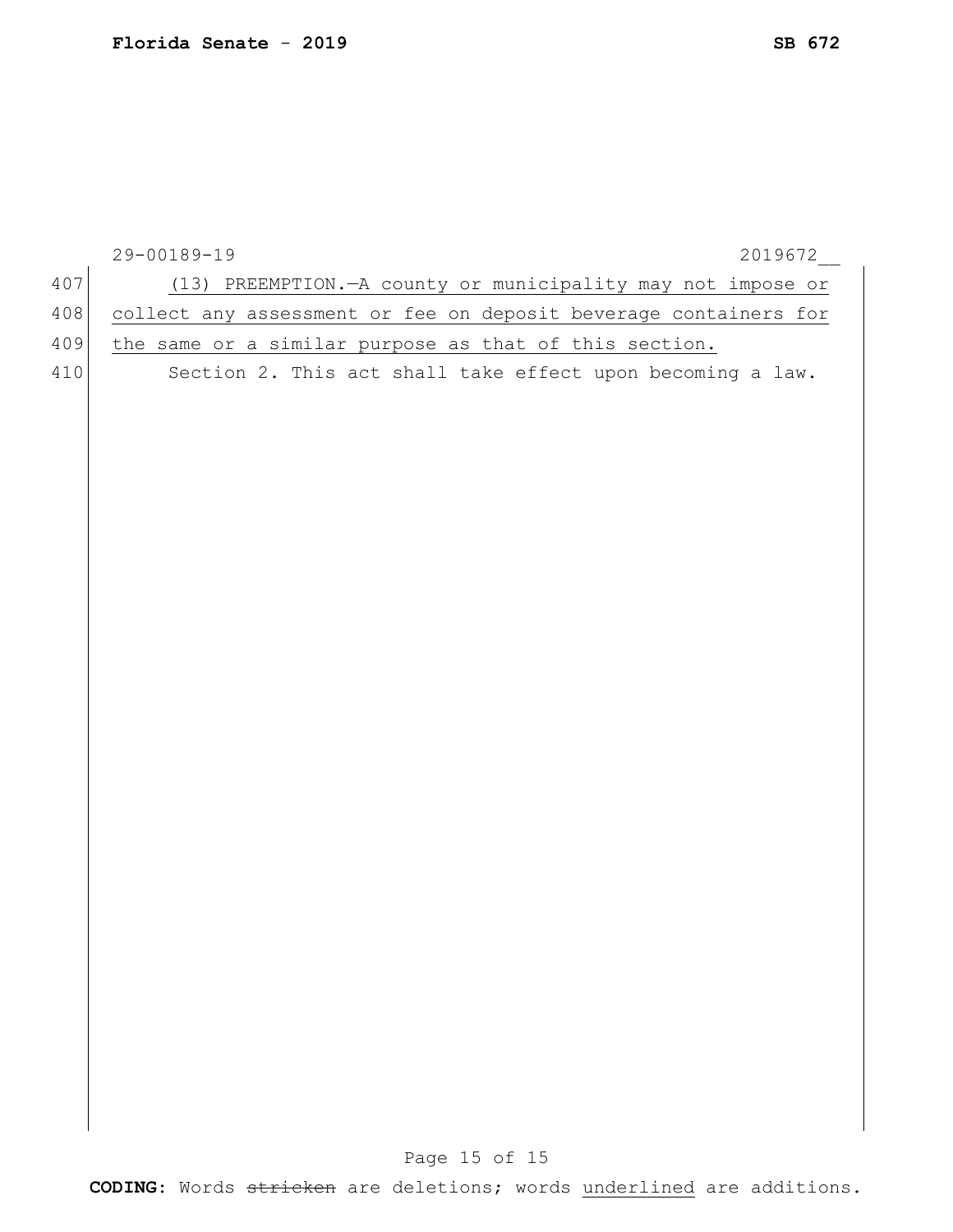(13) PREEMPTION.—A county or municipality may not impose or collect any assessment or fee on deposit beverage containers for the same or a similar purpose as that of this section.

Section 2. This act shall take effect upon becoming a law.

**CODING:** Words ~~stricken~~ are deletions; words <u>underlined</u> are additions.